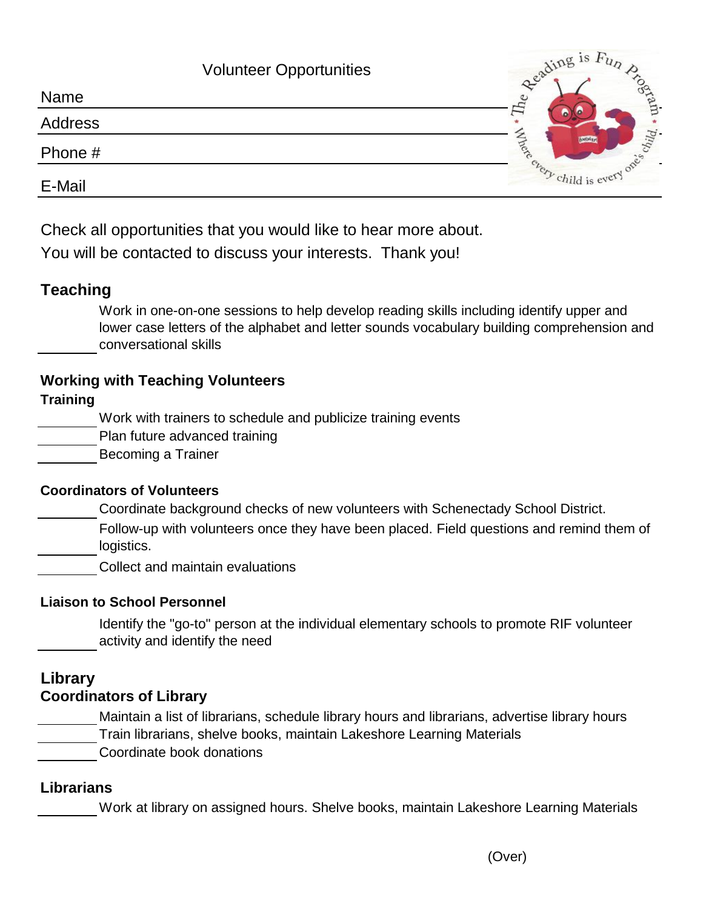Volunteer Opportunities

Name ____________________

Address ____________________

Phone # ____________________

E-Mail ____________________

Check all opportunities that you would like to hear more about.
You will be contacted to discuss your interests. Thank you!

## Teaching

\_\_\_\_\_\_\_\_ Work in one-on-one sessions to help develop reading skills including identify upper and lower case letters of the alphabet and letter sounds vocabulary building comprehension and conversational skills

## Working with Teaching Volunteers

### Training

\_\_\_\_\_\_\_\_ Work with trainers to schedule and publicize training events

\_\_\_\_\_\_\_\_ Plan future advanced training

\_\_\_\_\_\_\_\_ Becoming a Trainer

### Coordinators of Volunteers

\_\_\_\_\_\_\_\_ Coordinate background checks of new volunteers with Schenectady School District.

\_\_\_\_\_\_\_\_ Follow-up with volunteers once they have been placed. Field questions and remind them of logistics.

\_\_\_\_\_\_\_\_ Collect and maintain evaluations

### Liaison to School Personnel

\_\_\_\_\_\_\_\_ Identify the "go-to" person at the individual elementary schools to promote RIF volunteer activity and identify the need

## Library

### Coordinators of Library

\_\_\_\_\_\_\_\_ Maintain a list of librarians, schedule library hours and librarians, advertise library hours

\_\_\_\_\_\_\_\_ Train librarians, shelve books, maintain Lakeshore Learning Materials

\_\_\_\_\_\_\_\_ Coordinate book donations

### Librarians

\_\_\_\_\_\_\_\_ Work at library on assigned hours. Shelve books, maintain Lakeshore Learning Materials

(Over)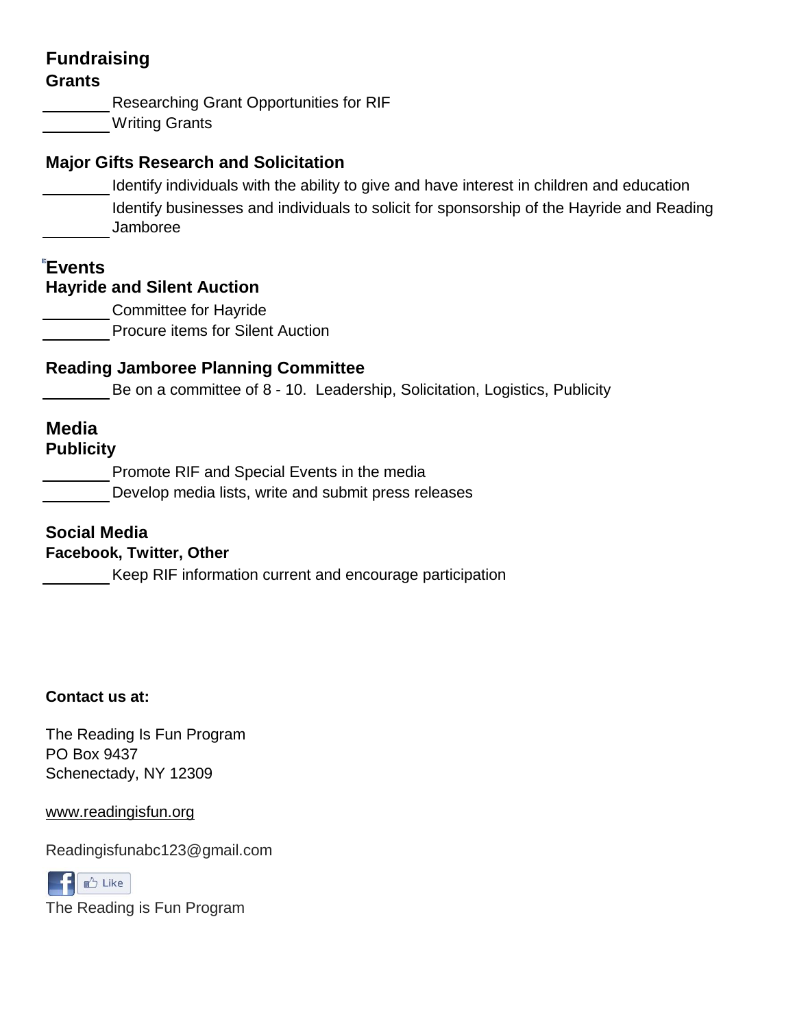## Fundraising

### Grants

\_\_\_\_\_\_\_\_ Researching Grant Opportunities for RIF
\_\_\_\_\_\_\_\_ Writing Grants

### Major Gifts Research and Solicitation

\_\_\_\_\_\_\_\_ Identify individuals with the ability to give and have interest in children and education
\_\_\_\_\_\_\_\_ Identify businesses and individuals to solicit for sponsorship of the Hayride and Reading Jamboree

## Events

### Hayride and Silent Auction

\_\_\_\_\_\_\_\_ Committee for Hayride
\_\_\_\_\_\_\_\_ Procure items for Silent Auction

### Reading Jamboree Planning Committee

\_\_\_\_\_\_\_\_ Be on a committee of 8 - 10. Leadership, Solicitation, Logistics, Publicity

## Media

### Publicity

\_\_\_\_\_\_\_\_ Promote RIF and Special Events in the media
\_\_\_\_\_\_\_\_ Develop media lists, write and submit press releases

### Social Media

**Facebook, Twitter, Other**

\_\_\_\_\_\_\_\_ Keep RIF information current and encourage participation

**Contact us at:**

The Reading Is Fun Program
PO Box 9437
Schenectady, NY 12309

www.readingisfun.org

Readingisfunabc123@gmail.com

The Reading is Fun Program